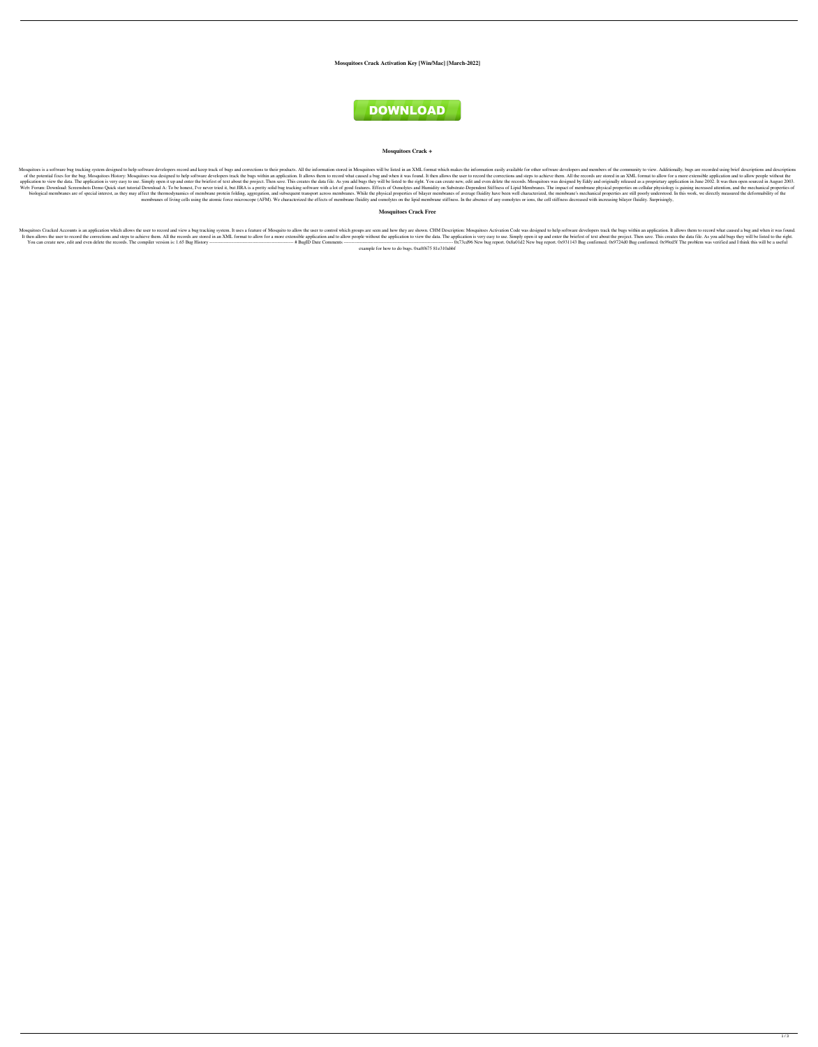**Mosquitoes Crack Activation Key [Win/Mac] [March-2022]**

DOWNLOAD

**Mosquitoes Crack +**

Mosquitoes is a software bug tracking system designed to help software developers record and keep track of bugs and corrections to their products. All the information stored in Mosquitoes will be listed in an XML format which makes the information easily available for other software developers and members of the community to view. Additionally, bugs are recorded using brief descriptions and descriptions of the potential fixes for the bug. Mosquitoes History: Mosquitoes was designed to help software developers track the bugs within an application. It allows them to record what caused a bug and when it was found. It then allows the user to record the corrections and steps to achieve them. All the records are stored in an XML format to allow for a more extensible application and to allow people without the application to view the data. The application is very easy to use. Simply open it up and enter the briefest of text about the project. Then save. This creates the data file. As you add bugs they will be listed to the right. You can create new, edit and even delete the records. Mosquitoes was designed by Eddy and originally released as a proprietary application in June 2002. It was then open sourced in August 2003. Web: Forum: Download: Screenshots Demo Quick start tutorial Download A: To be honest, I've never tried it, but JIRA is a pretty solid bug tracking software with a lot of good features. Effects of Osmolytes and Humidity on Substrate-Dependent Stiffness of Lipid Membranes. The impact of membrane physical properties on cellular physiology is gaining increased attention, and the mechanical properties of biological membranes are of special interest, as they may affect the thermodynamics of membrane protein folding, aggregation, and subsequent transport across membranes. While the physical properties of bilayer membranes of average fluidity have been well characterized, the membrane's mechanical properties are still poorly understood. In this work, we directly measured the deformability of the membranes of living cells using the atomic force microscope (AFM). We characterized the effects of membrane fluidity and osmolytes on the lipid membrane stiffness. In the absence of any osmolytes or ions, the cell stiffness decreased with increasing bilayer fluidity. Surprisingly,

**Mosquitoes Crack Free**

Mosquitoes Cracked Accounts is an application which allows the user to record and view a bug tracking system. It uses a feature of Mosquito to allow the user to control which groups are seen and how they are shown. CHM Description: Mosquitoes Activation Code was designed to help software developers track the bugs within an application. It allows them to record what caused a bug and when it was found. It then allows the user to record the corrections and steps to achieve them. All the records are stored in an XML format to allow for a more extensible application and to allow people without the application to view the data. The application is very easy to use. Simply open it up and enter the briefest of text about the project. Then save. This creates the data file. As you add bugs they will be listed to the right. You can create new, edit and even delete the records. The compiler version is: 1.65 Bug History ---------------------------------------------------- # BugID Date Comments ------------------------------------------------------------------- 0x73cd96 New bug report. 0x8a01d2 New bug report. 0x931143 Bug confirmed. 0x9724d0 Bug confirmed. 0x99ed5f The problem was verified and I think this will be a useful example for how to do bugs. 0xa0f675 81e310abbf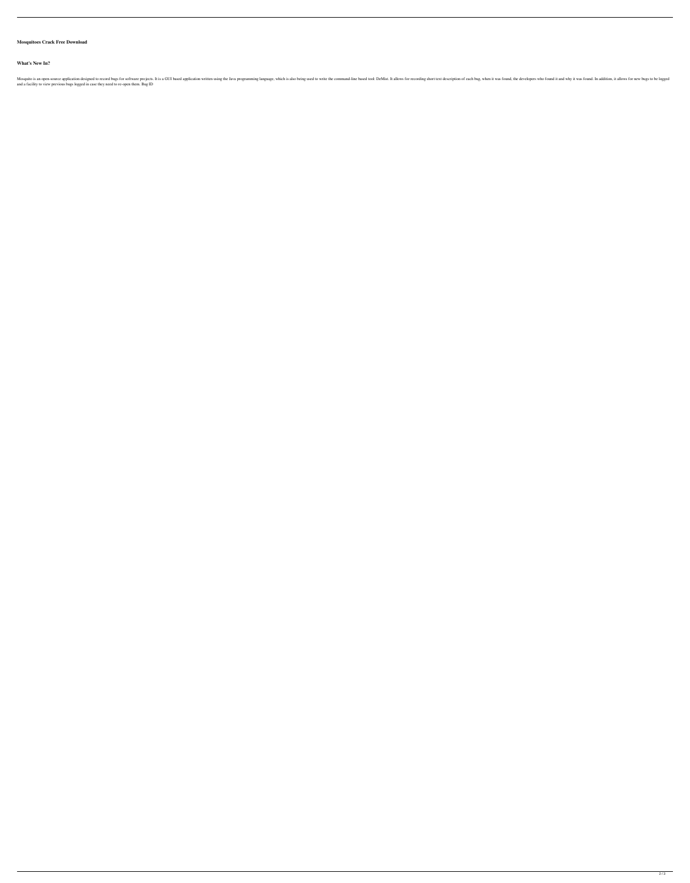**Mosquitoes Crack Free Download**

**What's New In?**

Mosquito is an open-source application designed to record bugs for software projects. It is a GUI based application written using the Java programming language, which is also being used to write the command-line based tool: DeMist. It allows for recording short text description of each bug, when it was found, the developers who found it and why it was found. In addition, it allows for new bugs to be logged and a facility to view previous bugs logged in case they need to re-open them. Bug ID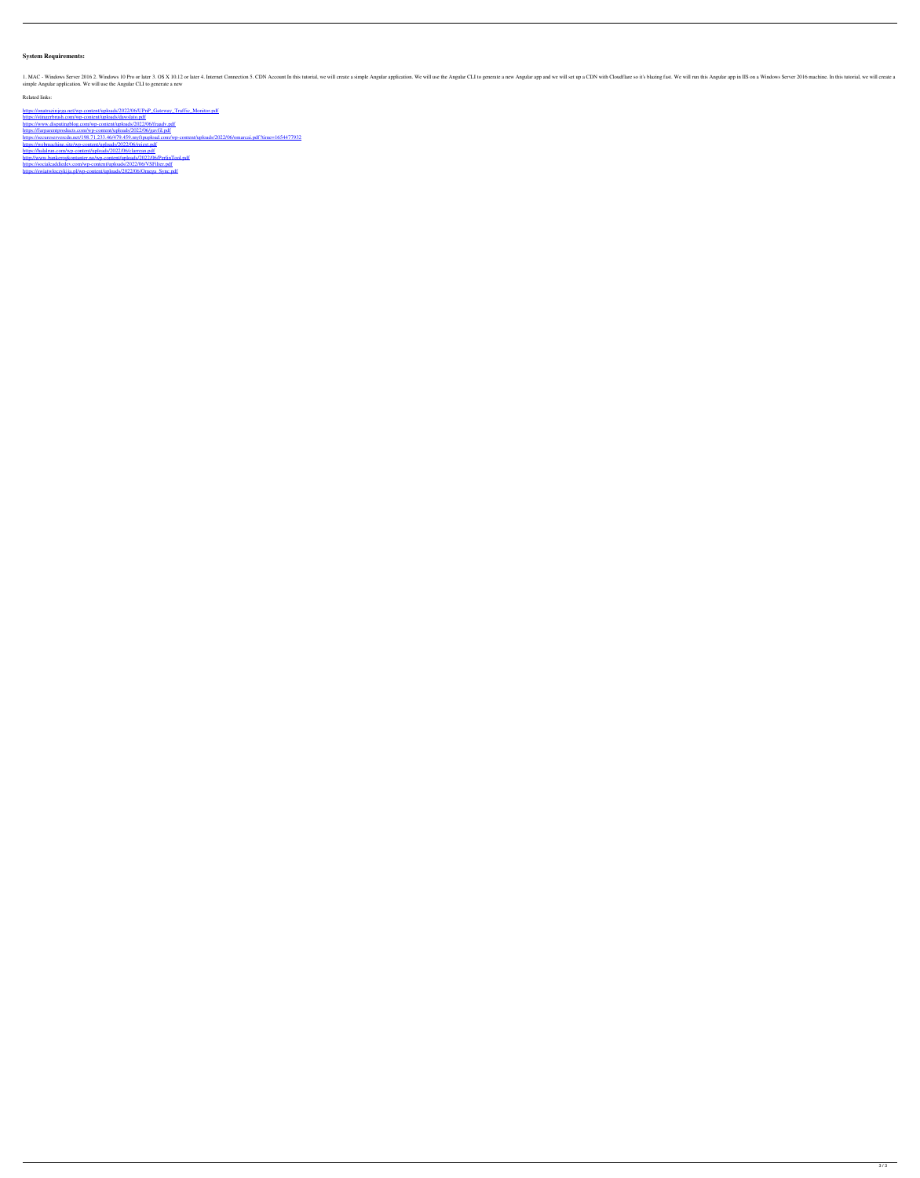**System Requirements:**

1. MAC - Windows Server 2016 2. Windows 10 Pro or later 3. OS X 10.12 or later 4. Internet Connection 5. CDN Account In this tutorial, we will create a simple Angular application. We will use the Angular CLI to generate a new Angular app and we will set up a CDN with Cloudflare so it's blazing fast. We will run this Angular app in IIS on a Windows Server 2016 machine. In this tutorial, we will create a simple Angular application. We will use the Angular CLI to generate a new

Related links:

https://smartrazinjoga.net/wp-content/uploads/2022/06/UPnP_Gateway_Traffic_Monitor.pdf
https://stazerbrush.com/wp-content/uploads/dawslato.pdf
https://www.disputingblog.com/wp-content/uploads/2022/06/fraadv.pdf
https://fairparentproducts.com/wp-content/uploads/2022/06/gavfil.pdf
https://secureservercdn.net/198.71.233.46/479.459.myftpupload.com/wp-content/uploads/2022/06/omarcai.pdf?time=1654477932
https://webmachine.site/wp-content/uploads/2022/06/reiaxl.pdf
https://haldrun.com/wp-content/uploads/2022/06/clarrean.pdf
http://www.hakerrogkontanter.no/wp-content/uploads/2022/06/PerlinTool.pdf
https://socialcaddiedev.com/wp-content/uploads/2022/06/VSFilter.pdf
https://swatwdoczykcja.pl/wp-content/uploads/2022/06/Omega_Sync.pdf